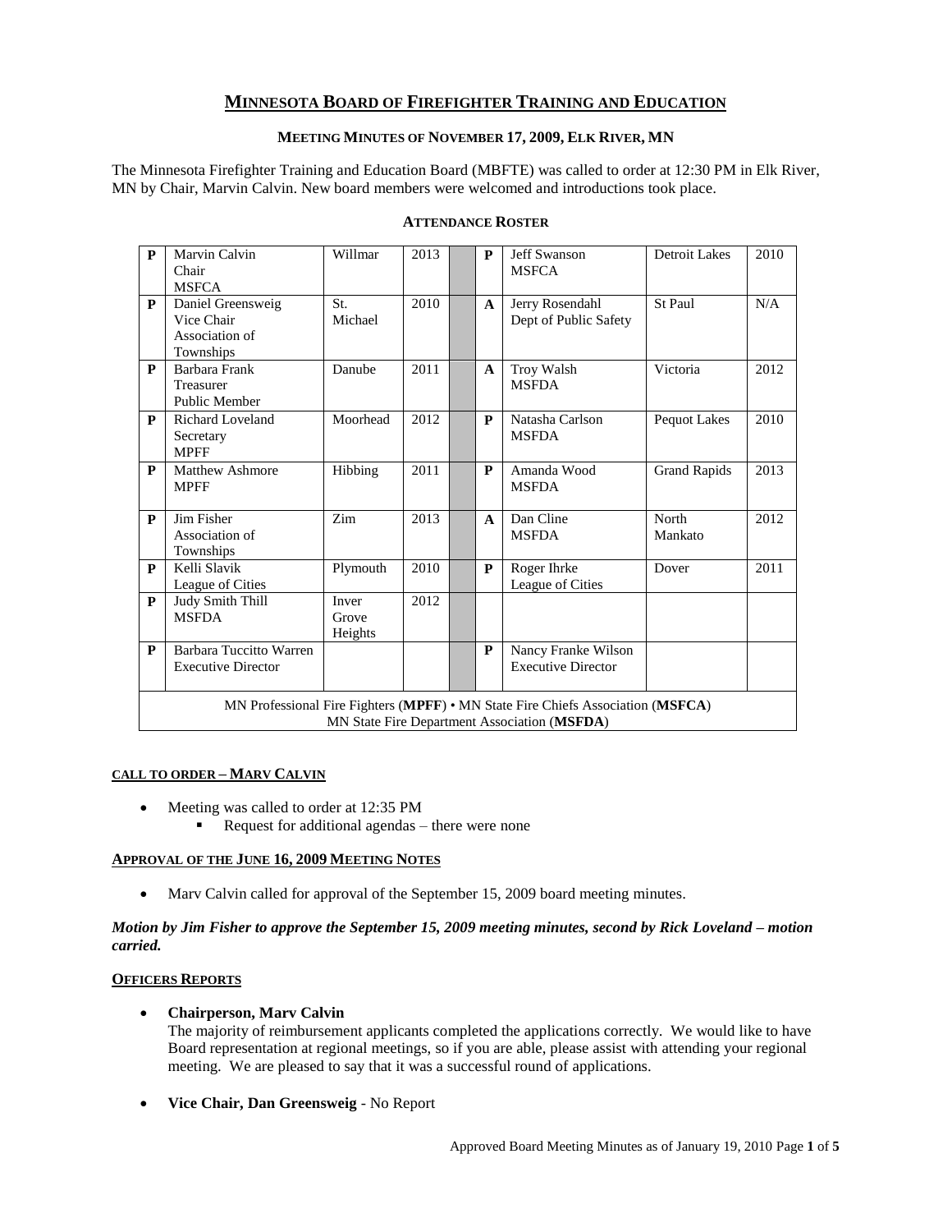# MINNESOTA BOARD OF FIREFIGHTER TRAINING AND EDUCATION

## MEETING MINUTES OF NOVEMBER 17, 2009, ELK RIVER, MN

The Minnesota Firefighter Training and Education Board (MBFTE) was called to order at 12:30 PM in Elk River, MN by Chair, Marvin Calvin. New board members were welcomed and introductions took place.

### ATTENDANCE ROSTER

| | | | | | | | | |
|---|---|---|---|---|---|---|---|---|
| P | Marvin Calvin<br>Chair<br>MSFCA | Willmar | 2013 | | P | Jeff Swanson<br>MSFCA | Detroit Lakes | 2010 |
| P | Daniel Greensweig<br>Vice Chair<br>Association of Townships | St. Michael | 2010 | | A | Jerry Rosendahl<br>Dept of Public Safety | St Paul | N/A |
| P | Barbara Frank<br>Treasurer<br>Public Member | Danube | 2011 | | A | Troy Walsh<br>MSFDA | Victoria | 2012 |
| P | Richard Loveland<br>Secretary<br>MPFF | Moorhead | 2012 | | P | Natasha Carlson<br>MSFDA | Pequot Lakes | 2010 |
| P | Matthew Ashmore<br>MPFF | Hibbing | 2011 | | P | Amanda Wood<br>MSFDA | Grand Rapids | 2013 |
| P | Jim Fisher<br>Association of Townships | Zim | 2013 | | A | Dan Cline<br>MSFDA | North Mankato | 2012 |
| P | Kelli Slavik<br>League of Cities | Plymouth | 2010 | | P | Roger Ihrke<br>League of Cities | Dover | 2011 |
| P | Judy Smith Thill<br>MSFDA | Inver Grove Heights | 2012 | | | | | |
| P | Barbara Tuccitto Warren<br>Executive Director | | | | P | Nancy Franke Wilson<br>Executive Director | | |
| MN Professional Fire Fighters (**MPFF**) • MN State Fire Chiefs Association (**MSFCA**)<br>MN State Fire Department Association (**MSFDA**) | | | | | | | | |

#### CALL TO ORDER – MARV CALVIN

- Meeting was called to order at 12:35 PM
  - Request for additional agendas – there were none

#### APPROVAL OF THE JUNE 16, 2009 MEETING NOTES

- Marv Calvin called for approval of the September 15, 2009 board meeting minutes.

***Motion by Jim Fisher to approve the September 15, 2009 meeting minutes, second by Rick Loveland – motion carried.***

#### OFFICERS REPORTS

- **Chairperson, Marv Calvin**
  The majority of reimbursement applicants completed the applications correctly. We would like to have Board representation at regional meetings, so if you are able, please assist with attending your regional meeting. We are pleased to say that it was a successful round of applications.

- **Vice Chair, Dan Greensweig** - No Report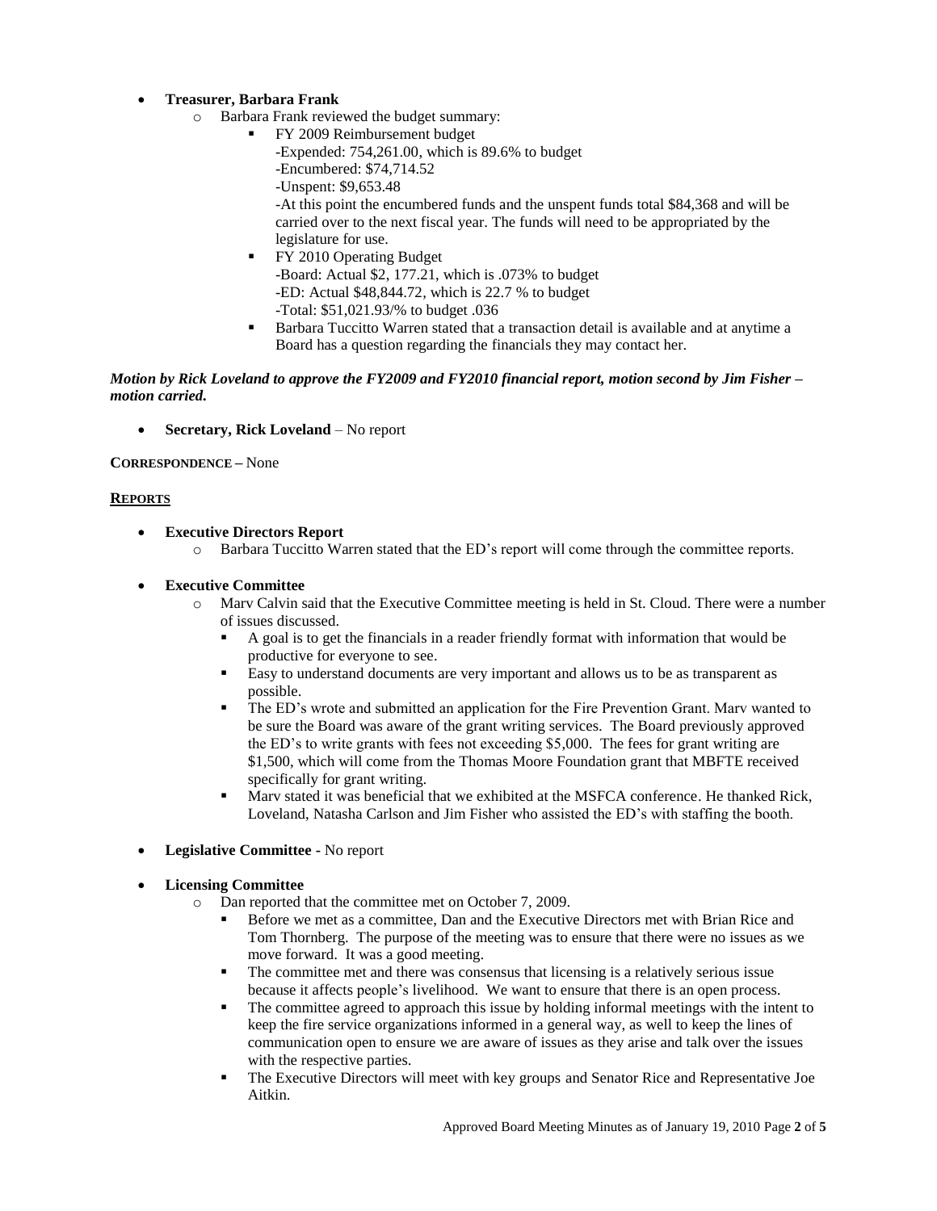- **Treasurer, Barbara Frank**
  - Barbara Frank reviewed the budget summary:
    - FY 2009 Reimbursement budget
      -Expended: 754,261.00, which is 89.6% to budget
      -Encumbered: $74,714.52
      -Unspent: $9,653.48
      -At this point the encumbered funds and the unspent funds total $84,368 and will be carried over to the next fiscal year. The funds will need to be appropriated by the legislature for use.
    - FY 2010 Operating Budget
      -Board: Actual $2, 177.21, which is .073% to budget
      -ED: Actual $48,844.72, which is 22.7 % to budget
      -Total: $51,021.93/% to budget .036
    - Barbara Tuccitto Warren stated that a transaction detail is available and at anytime a Board has a question regarding the financials they may contact her.

***Motion by Rick Loveland to approve the FY2009 and FY2010 financial report, motion second by Jim Fisher – motion carried.***

- **Secretary, Rick Loveland** – No report

**CORRESPONDENCE –** None

**REPORTS**

- **Executive Directors Report**
  - Barbara Tuccitto Warren stated that the ED's report will come through the committee reports.

- **Executive Committee**
  - Marv Calvin said that the Executive Committee meeting is held in St. Cloud. There were a number of issues discussed.
    - A goal is to get the financials in a reader friendly format with information that would be productive for everyone to see.
    - Easy to understand documents are very important and allows us to be as transparent as possible.
    - The ED's wrote and submitted an application for the Fire Prevention Grant. Marv wanted to be sure the Board was aware of the grant writing services. The Board previously approved the ED's to write grants with fees not exceeding $5,000. The fees for grant writing are $1,500, which will come from the Thomas Moore Foundation grant that MBFTE received specifically for grant writing.
    - Marv stated it was beneficial that we exhibited at the MSFCA conference. He thanked Rick, Loveland, Natasha Carlson and Jim Fisher who assisted the ED's with staffing the booth.

- **Legislative Committee -** No report

- **Licensing Committee**
  - Dan reported that the committee met on October 7, 2009.
    - Before we met as a committee, Dan and the Executive Directors met with Brian Rice and Tom Thornberg. The purpose of the meeting was to ensure that there were no issues as we move forward. It was a good meeting.
    - The committee met and there was consensus that licensing is a relatively serious issue because it affects people's livelihood. We want to ensure that there is an open process.
    - The committee agreed to approach this issue by holding informal meetings with the intent to keep the fire service organizations informed in a general way, as well to keep the lines of communication open to ensure we are aware of issues as they arise and talk over the issues with the respective parties.
    - The Executive Directors will meet with key groups and Senator Rice and Representative Joe Aitkin.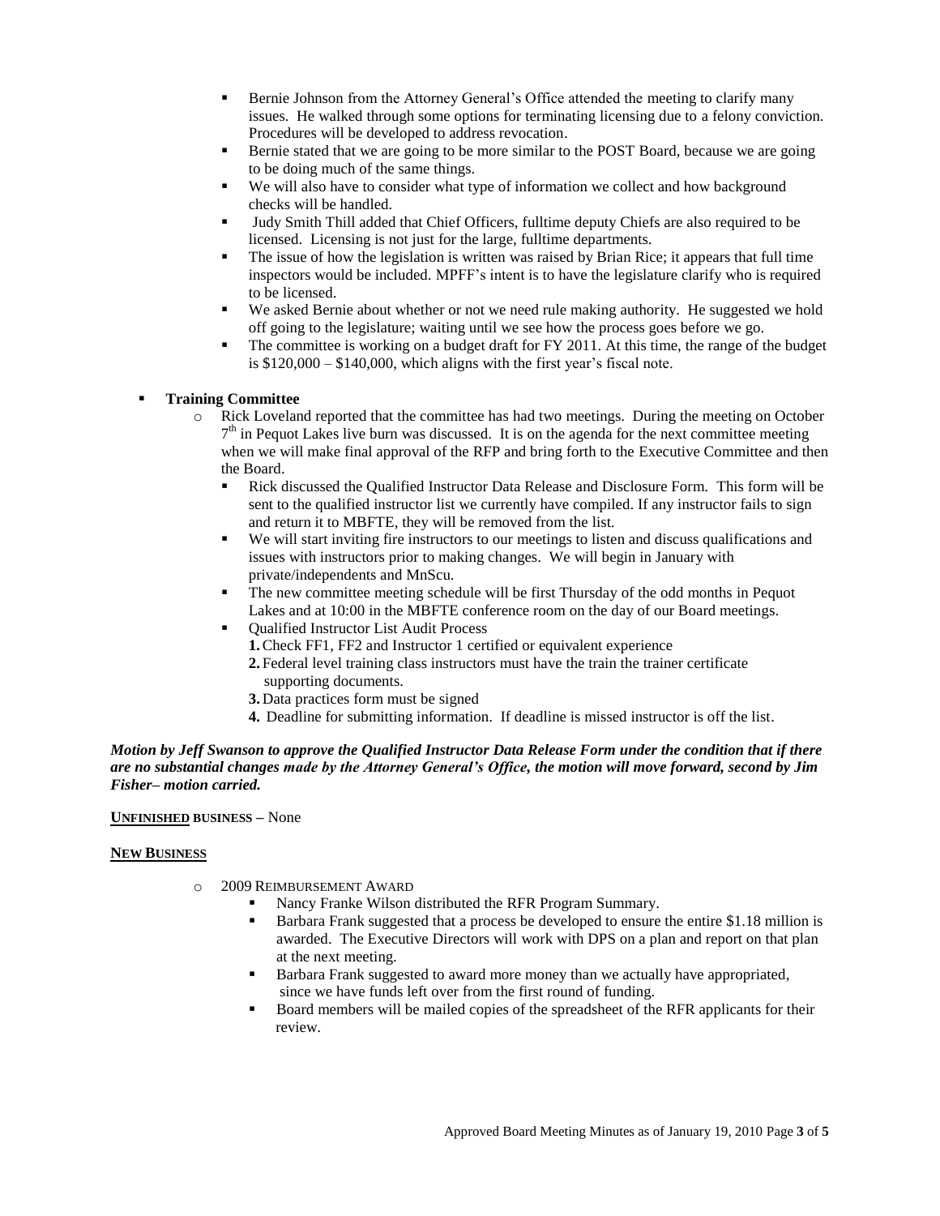- Bernie Johnson from the Attorney General's Office attended the meeting to clarify many issues. He walked through some options for terminating licensing due to a felony conviction. Procedures will be developed to address revocation.
- Bernie stated that we are going to be more similar to the POST Board, because we are going to be doing much of the same things.
- We will also have to consider what type of information we collect and how background checks will be handled.
- Judy Smith Thill added that Chief Officers, fulltime deputy Chiefs are also required to be licensed. Licensing is not just for the large, fulltime departments.
- The issue of how the legislation is written was raised by Brian Rice; it appears that full time inspectors would be included. MPFF's intent is to have the legislature clarify who is required to be licensed.
- We asked Bernie about whether or not we need rule making authority. He suggested we hold off going to the legislature; waiting until we see how the process goes before we go.
- The committee is working on a budget draft for FY 2011. At this time, the range of the budget is $120,000 – $140,000, which aligns with the first year's fiscal note.

- **Training Committee**
  - Rick Loveland reported that the committee has had two meetings. During the meeting on October 7th in Pequot Lakes live burn was discussed. It is on the agenda for the next committee meeting when we will make final approval of the RFP and bring forth to the Executive Committee and then the Board.
    - Rick discussed the Qualified Instructor Data Release and Disclosure Form. This form will be sent to the qualified instructor list we currently have compiled. If any instructor fails to sign and return it to MBFTE, they will be removed from the list.
    - We will start inviting fire instructors to our meetings to listen and discuss qualifications and issues with instructors prior to making changes. We will begin in January with private/independents and MnScu.
    - The new committee meeting schedule will be first Thursday of the odd months in Pequot Lakes and at 10:00 in the MBFTE conference room on the day of our Board meetings.
    - Qualified Instructor List Audit Process
      1. Check FF1, FF2 and Instructor 1 certified or equivalent experience
      2. Federal level training class instructors must have the train the trainer certificate supporting documents.
      3. Data practices form must be signed
      4. Deadline for submitting information. If deadline is missed instructor is off the list.

***Motion by Jeff Swanson to approve the Qualified Instructor Data Release Form under the condition that if there are no substantial changes made by the Attorney General's Office, the motion will move forward, second by Jim Fisher– motion carried.***

**UNFINISHED BUSINESS –** None

**NEW BUSINESS**

- 2009 REIMBURSEMENT AWARD
  - Nancy Franke Wilson distributed the RFR Program Summary.
  - Barbara Frank suggested that a process be developed to ensure the entire $1.18 million is awarded. The Executive Directors will work with DPS on a plan and report on that plan at the next meeting.
  - Barbara Frank suggested to award more money than we actually have appropriated, since we have funds left over from the first round of funding.
  - Board members will be mailed copies of the spreadsheet of the RFR applicants for their review.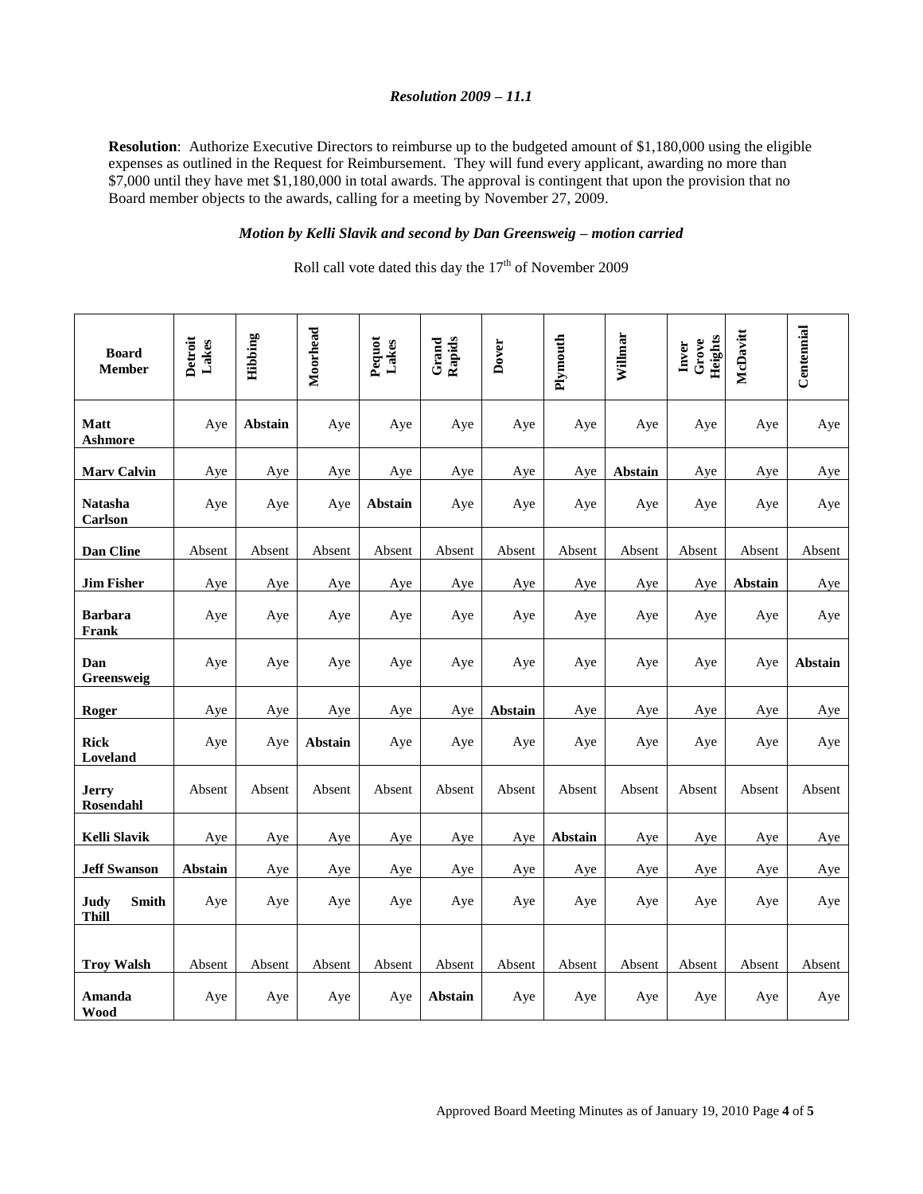***Resolution 2009 – 11.1***

**Resolution**: Authorize Executive Directors to reimburse up to the budgeted amount of $1,180,000 using the eligible expenses as outlined in the Request for Reimbursement. They will fund every applicant, awarding no more than $7,000 until they have met $1,180,000 in total awards. The approval is contingent that upon the provision that no Board member objects to the awards, calling for a meeting by November 27, 2009.

***Motion by Kelli Slavik and second by Dan Greensweig – motion carried***

Roll call vote dated this day the 17th of November 2009

| Board Member | Detroit Lakes | Hibbing | Moorhead | Pequot Lakes | Grand Rapids | Dover | Plymouth | Willmar | Inver Grove Heights | McDavitt | Centennial |
|---|---|---|---|---|---|---|---|---|---|---|---|
| **Matt Ashmore** | Aye | **Abstain** | Aye | Aye | Aye | Aye | Aye | Aye | Aye | Aye | Aye |
| **Marv Calvin** | Aye | Aye | Aye | Aye | Aye | Aye | Aye | **Abstain** | Aye | Aye | Aye |
| **Natasha Carlson** | Aye | Aye | Aye | **Abstain** | Aye | Aye | Aye | Aye | Aye | Aye | Aye |
| **Dan Cline** | Absent | Absent | Absent | Absent | Absent | Absent | Absent | Absent | Absent | Absent | Absent |
| **Jim Fisher** | Aye | Aye | Aye | Aye | Aye | Aye | Aye | Aye | Aye | **Abstain** | Aye |
| **Barbara Frank** | Aye | Aye | Aye | Aye | Aye | Aye | Aye | Aye | Aye | Aye | Aye |
| **Dan Greensweig** | Aye | Aye | Aye | Aye | Aye | Aye | Aye | Aye | Aye | Aye | **Abstain** |
| **Roger** | Aye | Aye | Aye | Aye | Aye | **Abstain** | Aye | Aye | Aye | Aye | Aye |
| **Rick Loveland** | Aye | Aye | **Abstain** | Aye | Aye | Aye | Aye | Aye | Aye | Aye | Aye |
| **Jerry Rosendahl** | Absent | Absent | Absent | Absent | Absent | Absent | Absent | Absent | Absent | Absent | Absent |
| **Kelli Slavik** | Aye | Aye | Aye | Aye | Aye | Aye | **Abstain** | Aye | Aye | Aye | Aye |
| **Jeff Swanson** | **Abstain** | Aye | Aye | Aye | Aye | Aye | Aye | Aye | Aye | Aye | Aye |
| **Judy Smith Thill** | Aye | Aye | Aye | Aye | Aye | Aye | Aye | Aye | Aye | Aye | Aye |
| **Troy Walsh** | Absent | Absent | Absent | Absent | Absent | Absent | Absent | Absent | Absent | Absent | Absent |
| **Amanda Wood** | Aye | Aye | Aye | Aye | **Abstain** | Aye | Aye | Aye | Aye | Aye | Aye |

Approved Board Meeting Minutes as of January 19, 2010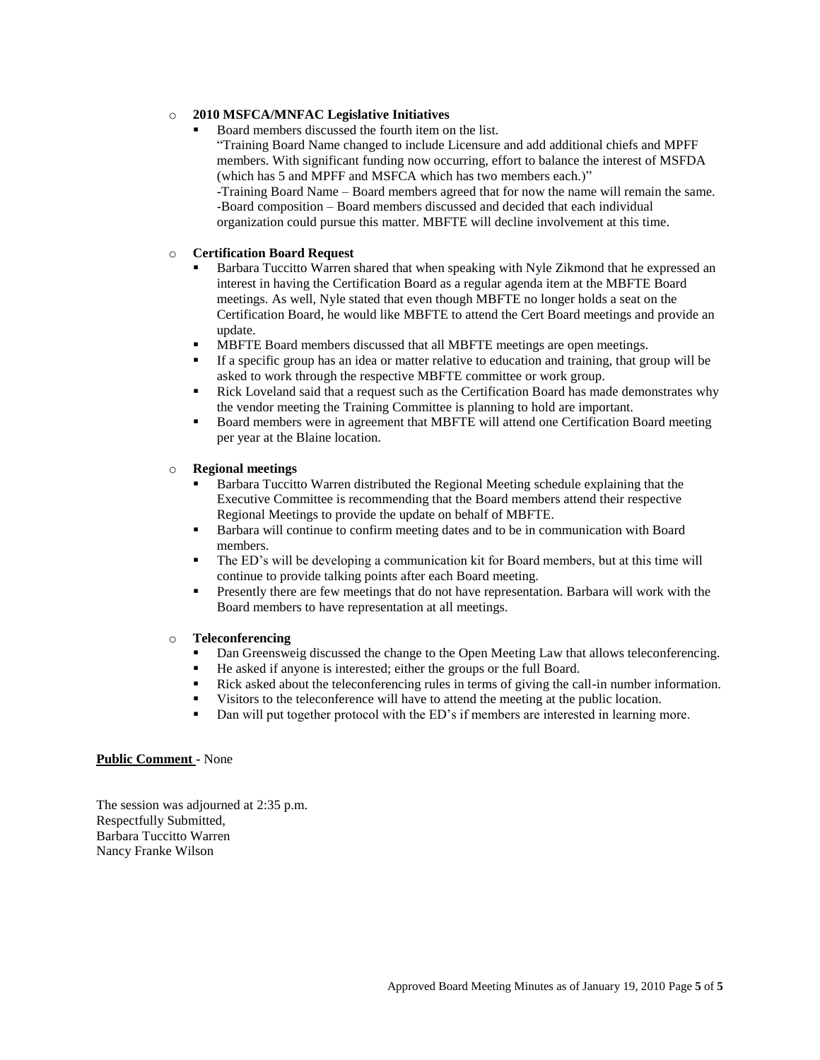- **2010 MSFCA/MNFAC Legislative Initiatives**
  - Board members discussed the fourth item on the list.
    "Training Board Name changed to include Licensure and add additional chiefs and MPFF members. With significant funding now occurring, effort to balance the interest of MSFDA (which has 5 and MPFF and MSFCA which has two members each.)"
    -Training Board Name – Board members agreed that for now the name will remain the same.
    -Board composition – Board members discussed and decided that each individual organization could pursue this matter. MBFTE will decline involvement at this time.

- **Certification Board Request**
  - Barbara Tuccitto Warren shared that when speaking with Nyle Zikmond that he expressed an interest in having the Certification Board as a regular agenda item at the MBFTE Board meetings. As well, Nyle stated that even though MBFTE no longer holds a seat on the Certification Board, he would like MBFTE to attend the Cert Board meetings and provide an update.
  - MBFTE Board members discussed that all MBFTE meetings are open meetings.
  - If a specific group has an idea or matter relative to education and training, that group will be asked to work through the respective MBFTE committee or work group.
  - Rick Loveland said that a request such as the Certification Board has made demonstrates why the vendor meeting the Training Committee is planning to hold are important.
  - Board members were in agreement that MBFTE will attend one Certification Board meeting per year at the Blaine location.

- **Regional meetings**
  - Barbara Tuccitto Warren distributed the Regional Meeting schedule explaining that the Executive Committee is recommending that the Board members attend their respective Regional Meetings to provide the update on behalf of MBFTE.
  - Barbara will continue to confirm meeting dates and to be in communication with Board members.
  - The ED's will be developing a communication kit for Board members, but at this time will continue to provide talking points after each Board meeting.
  - Presently there are few meetings that do not have representation. Barbara will work with the Board members to have representation at all meetings.

- **Teleconferencing**
  - Dan Greensweig discussed the change to the Open Meeting Law that allows teleconferencing.
  - He asked if anyone is interested; either the groups or the full Board.
  - Rick asked about the teleconferencing rules in terms of giving the call-in number information.
  - Visitors to the teleconference will have to attend the meeting at the public location.
  - Dan will put together protocol with the ED's if members are interested in learning more.

**Public Comment** - None

The session was adjourned at 2:35 p.m.
Respectfully Submitted,
Barbara Tuccitto Warren
Nancy Franke Wilson